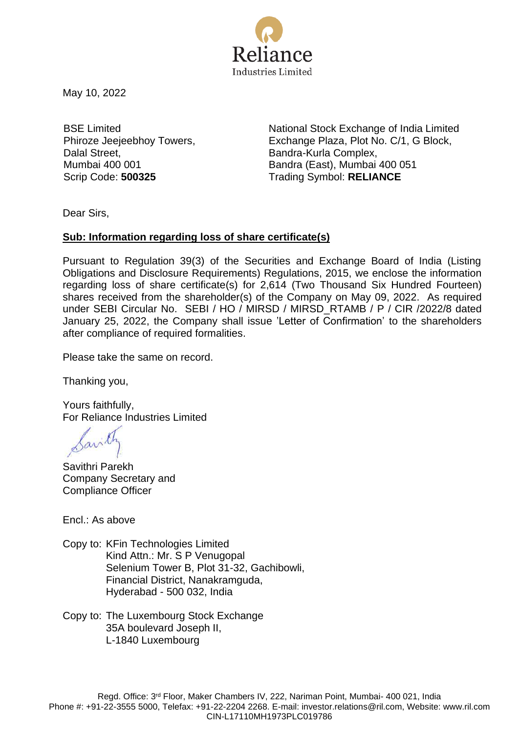Reliance
Industries Limited

May 10, 2022

BSE Limited
Phiroze Jeejeebhoy Towers,
Dalal Street,
Mumbai 400 001
Scrip Code: **500325**

National Stock Exchange of India Limited
Exchange Plaza, Plot No. C/1, G Block,
Bandra-Kurla Complex,
Bandra (East), Mumbai 400 051
Trading Symbol: **RELIANCE**

Dear Sirs,

**Sub: Information regarding loss of share certificate(s)**

Pursuant to Regulation 39(3) of the Securities and Exchange Board of India (Listing Obligations and Disclosure Requirements) Regulations, 2015, we enclose the information regarding loss of share certificate(s) for 2,614 (Two Thousand Six Hundred Fourteen) shares received from the shareholder(s) of the Company on May 09, 2022. As required under SEBI Circular No. SEBI / HO / MIRSD / MIRSD_RTAMB / P / CIR /2022/8 dated January 25, 2022, the Company shall issue 'Letter of Confirmation' to the shareholders after compliance of required formalities.

Please take the same on record.

Thanking you,

Yours faithfully,
For Reliance Industries Limited

Savithri Parekh
Company Secretary and
Compliance Officer

Encl.: As above

Copy to: KFin Technologies Limited
Kind Attn.: Mr. S P Venugopal
Selenium Tower B, Plot 31-32, Gachibowli,
Financial District, Nanakramguda,
Hyderabad - 500 032, India

Copy to: The Luxembourg Stock Exchange
35A boulevard Joseph II,
L-1840 Luxembourg

Regd. Office: 3rd Floor, Maker Chambers IV, 222, Nariman Point, Mumbai- 400 021, India
Phone #: +91-22-3555 5000, Telefax: +91-22-2204 2268. E-mail: investor.relations@ril.com, Website: www.ril.com
CIN-L17110MH1973PLC019786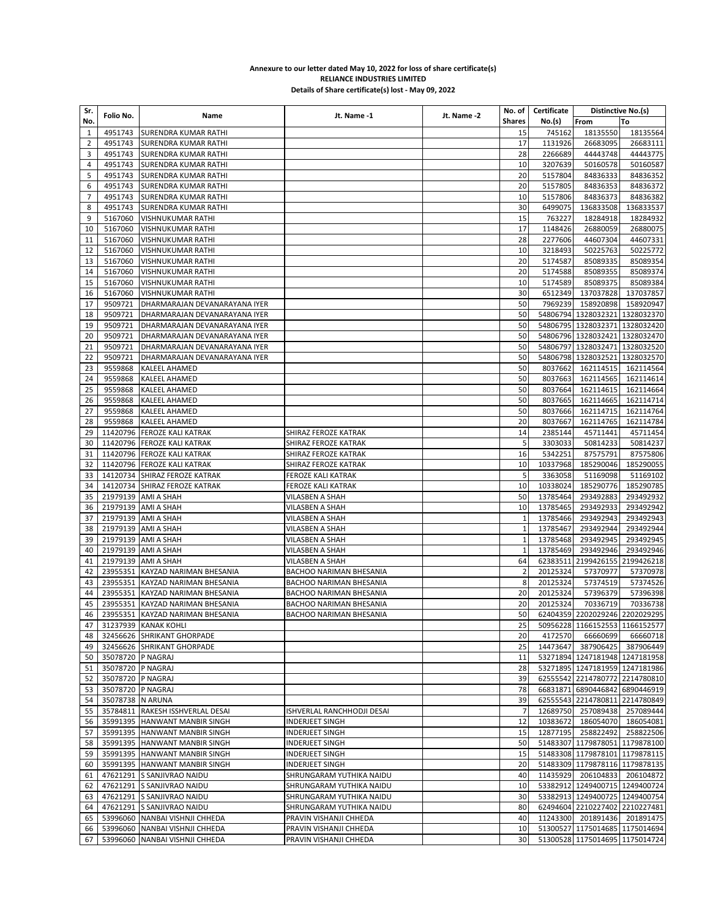**Annexure to our letter dated May 10, 2022 for loss of share certificate(s)**
**RELIANCE INDUSTRIES LIMITED**
**Details of Share certificate(s) lost - May 09, 2022**

| Sr. No. | Folio No. | Name | Jt. Name -1 | Jt. Name -2 | No. of Shares | Certificate No.(s) | Distinctive No.(s) | |
|---|---|---|---|---|---|---|---|---|
| | | | | | | | From | To |
| 1 | 4951743 | SURENDRA KUMAR RATHI | | | 15 | 745162 | 18135550 | 18135564 |
| 2 | 4951743 | SURENDRA KUMAR RATHI | | | 17 | 1131926 | 26683095 | 26683111 |
| 3 | 4951743 | SURENDRA KUMAR RATHI | | | 28 | 2266689 | 44443748 | 44443775 |
| 4 | 4951743 | SURENDRA KUMAR RATHI | | | 10 | 3207639 | 50160578 | 50160587 |
| 5 | 4951743 | SURENDRA KUMAR RATHI | | | 20 | 5157804 | 84836333 | 84836352 |
| 6 | 4951743 | SURENDRA KUMAR RATHI | | | 20 | 5157805 | 84836353 | 84836372 |
| 7 | 4951743 | SURENDRA KUMAR RATHI | | | 10 | 5157806 | 84836373 | 84836382 |
| 8 | 4951743 | SURENDRA KUMAR RATHI | | | 30 | 6499075 | 136833508 | 136833537 |
| 9 | 5167060 | VISHNUKUMAR RATHI | | | 15 | 763227 | 18284918 | 18284932 |
| 10 | 5167060 | VISHNUKUMAR RATHI | | | 17 | 1148426 | 26880059 | 26880075 |
| 11 | 5167060 | VISHNUKUMAR RATHI | | | 28 | 2277606 | 44607304 | 44607331 |
| 12 | 5167060 | VISHNUKUMAR RATHI | | | 10 | 3218493 | 50225763 | 50225772 |
| 13 | 5167060 | VISHNUKUMAR RATHI | | | 20 | 5174587 | 85089335 | 85089354 |
| 14 | 5167060 | VISHNUKUMAR RATHI | | | 20 | 5174588 | 85089355 | 85089374 |
| 15 | 5167060 | VISHNUKUMAR RATHI | | | 10 | 5174589 | 85089375 | 85089384 |
| 16 | 5167060 | VISHNUKUMAR RATHI | | | 30 | 6512349 | 137037828 | 137037857 |
| 17 | 9509721 | DHARMARAJAN DEVANARAYANA IYER | | | 50 | 7969239 | 158920898 | 158920947 |
| 18 | 9509721 | DHARMARAJAN DEVANARAYANA IYER | | | 50 | 54806794 | 1328032321 | 1328032370 |
| 19 | 9509721 | DHARMARAJAN DEVANARAYANA IYER | | | 50 | 54806795 | 1328032371 | 1328032420 |
| 20 | 9509721 | DHARMARAJAN DEVANARAYANA IYER | | | 50 | 54806796 | 1328032421 | 1328032470 |
| 21 | 9509721 | DHARMARAJAN DEVANARAYANA IYER | | | 50 | 54806797 | 1328032471 | 1328032520 |
| 22 | 9509721 | DHARMARAJAN DEVANARAYANA IYER | | | 50 | 54806798 | 1328032521 | 1328032570 |
| 23 | 9559868 | KALEEL AHAMED | | | 50 | 8037662 | 162114515 | 162114564 |
| 24 | 9559868 | KALEEL AHAMED | | | 50 | 8037663 | 162114565 | 162114614 |
| 25 | 9559868 | KALEEL AHAMED | | | 50 | 8037664 | 162114615 | 162114664 |
| 26 | 9559868 | KALEEL AHAMED | | | 50 | 8037665 | 162114665 | 162114714 |
| 27 | 9559868 | KALEEL AHAMED | | | 50 | 8037666 | 162114715 | 162114764 |
| 28 | 9559868 | KALEEL AHAMED | | | 20 | 8037667 | 162114765 | 162114784 |
| 29 | 11420796 | FEROZE KALI KATRAK | SHIRAZ FEROZE KATRAK | | 14 | 2385144 | 45711441 | 45711454 |
| 30 | 11420796 | FEROZE KALI KATRAK | SHIRAZ FEROZE KATRAK | | 5 | 3303033 | 50814233 | 50814237 |
| 31 | 11420796 | FEROZE KALI KATRAK | SHIRAZ FEROZE KATRAK | | 16 | 5342251 | 87575791 | 87575806 |
| 32 | 11420796 | FEROZE KALI KATRAK | SHIRAZ FEROZE KATRAK | | 10 | 10337968 | 185290046 | 185290055 |
| 33 | 14120734 | SHIRAZ FEROZE KATRAK | FEROZE KALI KATRAK | | 5 | 3363058 | 51169098 | 51169102 |
| 34 | 14120734 | SHIRAZ FEROZE KATRAK | FEROZE KALI KATRAK | | 10 | 10338024 | 185290776 | 185290785 |
| 35 | 21979139 | AMI A SHAH | VILASBEN A SHAH | | 50 | 13785464 | 293492883 | 293492932 |
| 36 | 21979139 | AMI A SHAH | VILASBEN A SHAH | | 10 | 13785465 | 293492933 | 293492942 |
| 37 | 21979139 | AMI A SHAH | VILASBEN A SHAH | | 1 | 13785466 | 293492943 | 293492943 |
| 38 | 21979139 | AMI A SHAH | VILASBEN A SHAH | | 1 | 13785467 | 293492944 | 293492944 |
| 39 | 21979139 | AMI A SHAH | VILASBEN A SHAH | | 1 | 13785468 | 293492945 | 293492945 |
| 40 | 21979139 | AMI A SHAH | VILASBEN A SHAH | | 1 | 13785469 | 293492946 | 293492946 |
| 41 | 21979139 | AMI A SHAH | VILASBEN A SHAH | | 64 | 62383511 | 2199426155 | 2199426218 |
| 42 | 23955351 | KAYZAD NARIMAN BHESANIA | BACHOO NARIMAN BHESANIA | | 2 | 20125324 | 57370977 | 57370978 |
| 43 | 23955351 | KAYZAD NARIMAN BHESANIA | BACHOO NARIMAN BHESANIA | | 8 | 20125324 | 57374519 | 57374526 |
| 44 | 23955351 | KAYZAD NARIMAN BHESANIA | BACHOO NARIMAN BHESANIA | | 20 | 20125324 | 57396379 | 57396398 |
| 45 | 23955351 | KAYZAD NARIMAN BHESANIA | BACHOO NARIMAN BHESANIA | | 20 | 20125324 | 70336719 | 70336738 |
| 46 | 23955351 | KAYZAD NARIMAN BHESANIA | BACHOO NARIMAN BHESANIA | | 50 | 62404359 | 2202029246 | 2202029295 |
| 47 | 31237939 | KANAK KOHLI | | | 25 | 50956228 | 1166152553 | 1166152577 |
| 48 | 32456626 | SHRIKANT GHORPADE | | | 20 | 4172570 | 66660699 | 66660718 |
| 49 | 32456626 | SHRIKANT GHORPADE | | | 25 | 14473647 | 387906425 | 387906449 |
| 50 | 35078720 | P NAGRAJ | | | 11 | 53271894 | 1247181948 | 1247181958 |
| 51 | 35078720 | P NAGRAJ | | | 28 | 53271895 | 1247181959 | 1247181986 |
| 52 | 35078720 | P NAGRAJ | | | 39 | 62555542 | 2214780772 | 2214780810 |
| 53 | 35078720 | P NAGRAJ | | | 78 | 66831871 | 6890446842 | 6890446919 |
| 54 | 35078738 | N ARUNA | | | 39 | 62555543 | 2214780811 | 2214780849 |
| 55 | 35784811 | RAKESH ISSHVERLAL DESAI | ISHVERLAL RANCHHODJI DESAI | | 7 | 12689750 | 257089438 | 257089444 |
| 56 | 35991395 | HANWANT MANBIR SINGH | INDERJEET SINGH | | 12 | 10383672 | 186054070 | 186054081 |
| 57 | 35991395 | HANWANT MANBIR SINGH | INDERJEET SINGH | | 15 | 12877195 | 258822492 | 258822506 |
| 58 | 35991395 | HANWANT MANBIR SINGH | INDERJEET SINGH | | 50 | 51483307 | 1179878051 | 1179878100 |
| 59 | 35991395 | HANWANT MANBIR SINGH | INDERJEET SINGH | | 15 | 51483308 | 1179878101 | 1179878115 |
| 60 | 35991395 | HANWANT MANBIR SINGH | INDERJEET SINGH | | 20 | 51483309 | 1179878116 | 1179878135 |
| 61 | 47621291 | S SANJIVRAO NAIDU | SHRUNGARAM YUTHIKA NAIDU | | 40 | 11435929 | 206104833 | 206104872 |
| 62 | 47621291 | S SANJIVRAO NAIDU | SHRUNGARAM YUTHIKA NAIDU | | 10 | 53382912 | 1249400715 | 1249400724 |
| 63 | 47621291 | S SANJIVRAO NAIDU | SHRUNGARAM YUTHIKA NAIDU | | 30 | 53382913 | 1249400725 | 1249400754 |
| 64 | 47621291 | S SANJIVRAO NAIDU | SHRUNGARAM YUTHIKA NAIDU | | 80 | 62494604 | 2210227402 | 2210227481 |
| 65 | 53996060 | NANBAI VISHNJI CHHEDA | PRAVIN VISHANJI CHHEDA | | 40 | 11243300 | 201891436 | 201891475 |
| 66 | 53996060 | NANBAI VISHNJI CHHEDA | PRAVIN VISHANJI CHHEDA | | 10 | 51300527 | 1175014685 | 1175014694 |
| 67 | 53996060 | NANBAI VISHNJI CHHEDA | PRAVIN VISHANJI CHHEDA | | 30 | 51300528 | 1175014695 | 1175014724 |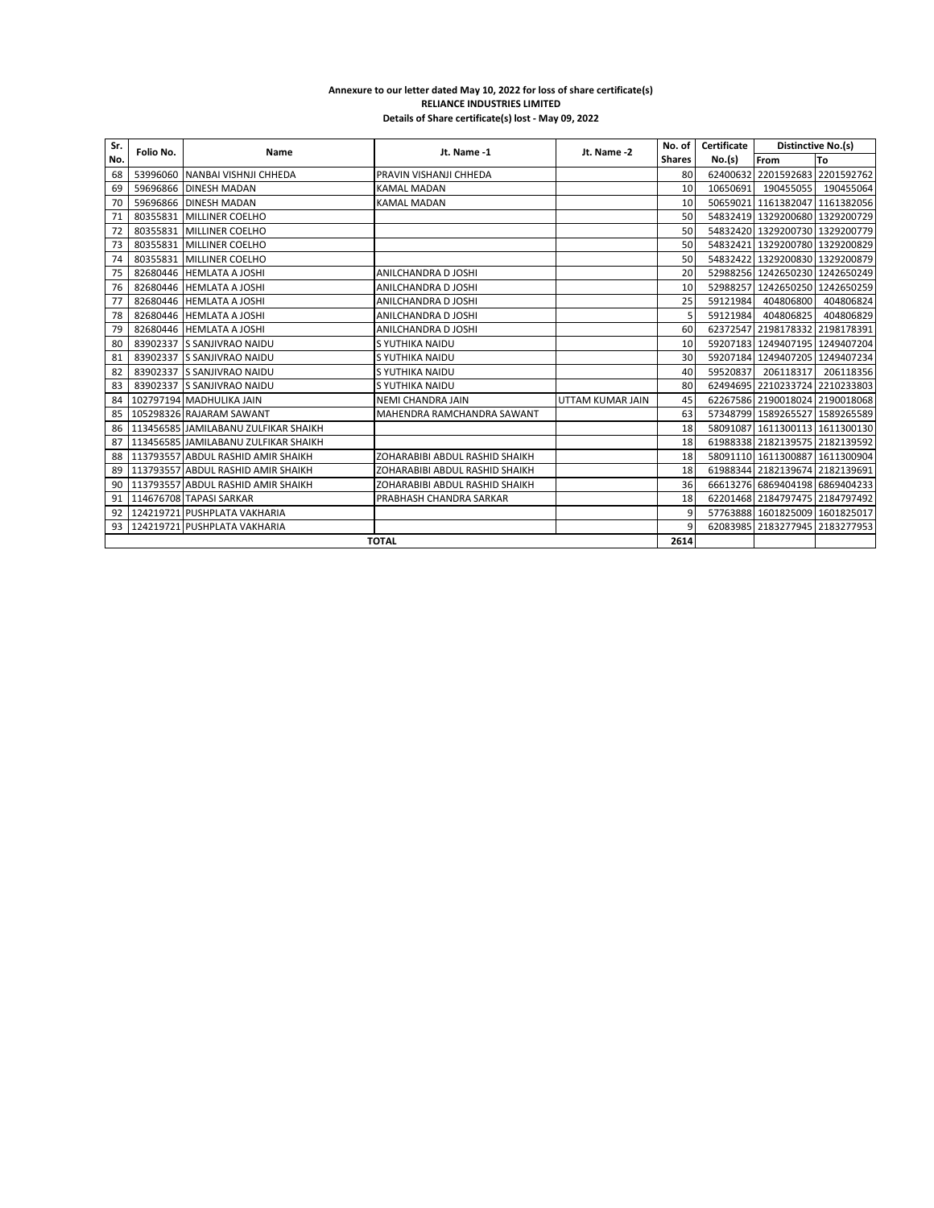**Annexure to our letter dated May 10, 2022 for loss of share certificate(s)**
**RELIANCE INDUSTRIES LIMITED**
**Details of Share certificate(s) lost - May 09, 2022**

| Sr. No. | Folio No. | Name | Jt. Name -1 | Jt. Name -2 | No. of Shares | Certificate No.(s) | Distinctive No.(s) | |
|---|---|---|---|---|---|---|---|---|
| | | | | | | | From | To |
| 68 | 53996060 | NANBAI VISHNJI CHHEDA | PRAVIN VISHANJI CHHEDA | | 80 | 62400632 | 2201592683 | 2201592762 |
| 69 | 59696866 | DINESH MADAN | KAMAL MADAN | | 10 | 10650691 | 190455055 | 190455064 |
| 70 | 59696866 | DINESH MADAN | KAMAL MADAN | | 10 | 50659021 | 1161382047 | 1161382056 |
| 71 | 80355831 | MILLINER COELHO | | | 50 | 54832419 | 1329200680 | 1329200729 |
| 72 | 80355831 | MILLINER COELHO | | | 50 | 54832420 | 1329200730 | 1329200779 |
| 73 | 80355831 | MILLINER COELHO | | | 50 | 54832421 | 1329200780 | 1329200829 |
| 74 | 80355831 | MILLINER COELHO | | | 50 | 54832422 | 1329200830 | 1329200879 |
| 75 | 82680446 | HEMLATA A JOSHI | ANILCHANDRA D JOSHI | | 20 | 52988256 | 1242650230 | 1242650249 |
| 76 | 82680446 | HEMLATA A JOSHI | ANILCHANDRA D JOSHI | | 10 | 52988257 | 1242650250 | 1242650259 |
| 77 | 82680446 | HEMLATA A JOSHI | ANILCHANDRA D JOSHI | | 25 | 59121984 | 404806800 | 404806824 |
| 78 | 82680446 | HEMLATA A JOSHI | ANILCHANDRA D JOSHI | | 5 | 59121984 | 404806825 | 404806829 |
| 79 | 82680446 | HEMLATA A JOSHI | ANILCHANDRA D JOSHI | | 60 | 62372547 | 2198178332 | 2198178391 |
| 80 | 83902337 | S SANJIVRAO NAIDU | S YUTHIKA NAIDU | | 10 | 59207183 | 1249407195 | 1249407204 |
| 81 | 83902337 | S SANJIVRAO NAIDU | S YUTHIKA NAIDU | | 30 | 59207184 | 1249407205 | 1249407234 |
| 82 | 83902337 | S SANJIVRAO NAIDU | S YUTHIKA NAIDU | | 40 | 59520837 | 206118317 | 206118356 |
| 83 | 83902337 | S SANJIVRAO NAIDU | S YUTHIKA NAIDU | | 80 | 62494695 | 2210233724 | 2210233803 |
| 84 | 102797194 | MADHULIKA JAIN | NEMI CHANDRA JAIN | UTTAM KUMAR JAIN | 45 | 62267586 | 2190018024 | 2190018068 |
| 85 | 105298326 | RAJARAM SAWANT | MAHENDRA RAMCHANDRA SAWANT | | 63 | 57348799 | 1589265527 | 1589265589 |
| 86 | 113456585 | JAMILABANU ZULFIKAR SHAIKH | | | 18 | 58091087 | 1611300113 | 1611300130 |
| 87 | 113456585 | JAMILABANU ZULFIKAR SHAIKH | | | 18 | 61988338 | 2182139575 | 2182139592 |
| 88 | 113793557 | ABDUL RASHID AMIR SHAIKH | ZOHARABIBI ABDUL RASHID SHAIKH | | 18 | 58091110 | 1611300887 | 1611300904 |
| 89 | 113793557 | ABDUL RASHID AMIR SHAIKH | ZOHARABIBI ABDUL RASHID SHAIKH | | 18 | 61988344 | 2182139674 | 2182139691 |
| 90 | 113793557 | ABDUL RASHID AMIR SHAIKH | ZOHARABIBI ABDUL RASHID SHAIKH | | 36 | 66613276 | 6869404198 | 6869404233 |
| 91 | 114676708 | TAPASI SARKAR | PRABHASH CHANDRA SARKAR | | 18 | 62201468 | 2184797475 | 2184797492 |
| 92 | 124219721 | PUSHPLATA VAKHARIA | | | 9 | 57763888 | 1601825009 | 1601825017 |
| 93 | 124219721 | PUSHPLATA VAKHARIA | | | 9 | 62083985 | 2183277945 | 2183277953 |
| **TOTAL** | | | | | **2614** | | | |